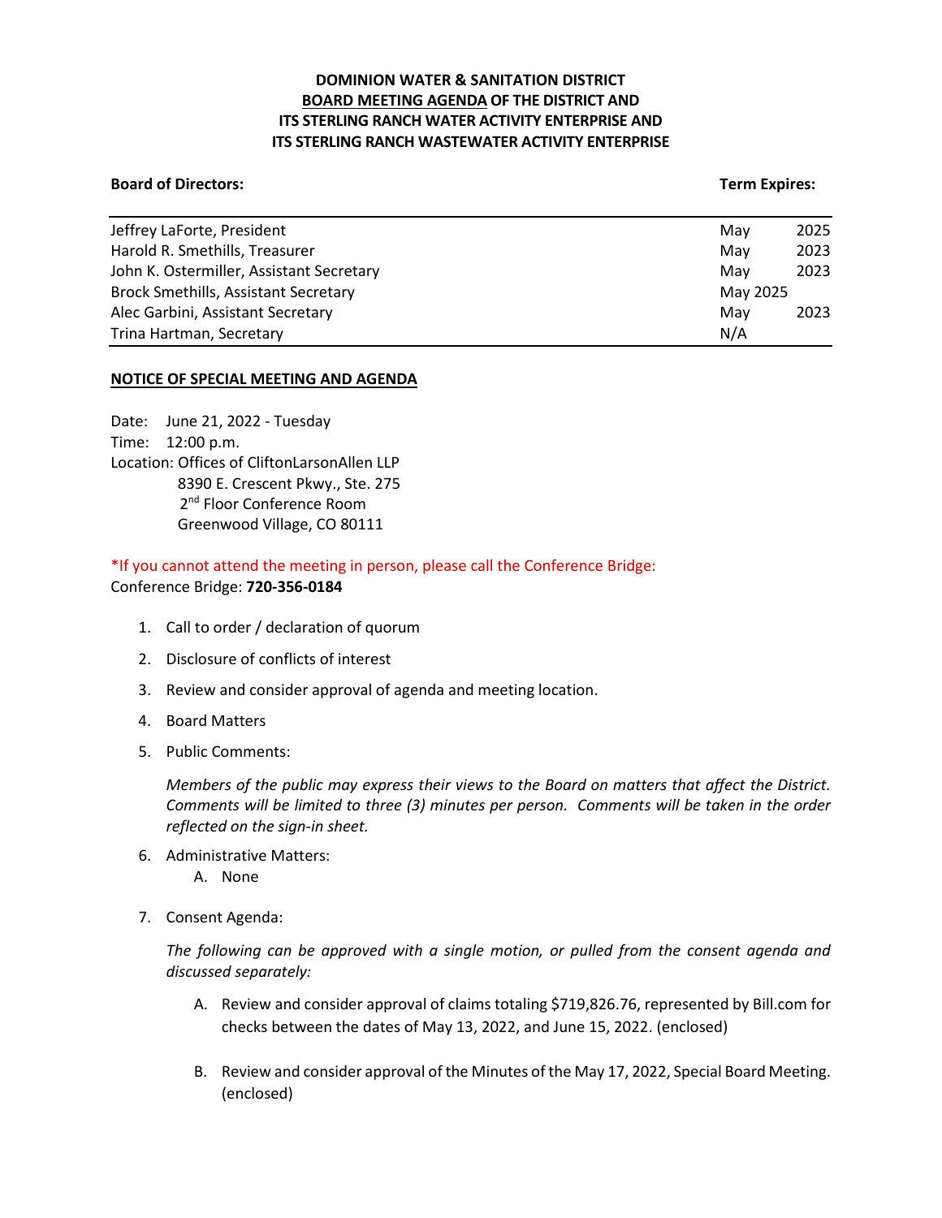**DOMINION WATER & SANITATION DISTRICT**
**BOARD MEETING AGENDA OF THE DISTRICT AND**
**ITS STERLING RANCH WATER ACTIVITY ENTERPRISE AND**
**ITS STERLING RANCH WASTEWATER ACTIVITY ENTERPRISE**

| **Board of Directors:** | **Term Expires:** |
|---|---|
| Jeffrey LaForte, President | May 2025 |
| Harold R. Smethills, Treasurer | May 2023 |
| John K. Ostermiller, Assistant Secretary | May 2023 |
| Brock Smethills, Assistant Secretary | May 2025 |
| Alec Garbini, Assistant Secretary | May 2023 |
| Trina Hartman, Secretary | N/A |

**NOTICE OF SPECIAL MEETING AND AGENDA**

Date: June 21, 2022 - Tuesday
Time: 12:00 p.m.
Location: Offices of CliftonLarsonAllen LLP
8390 E. Crescent Pkwy., Ste. 275
2nd Floor Conference Room
Greenwood Village, CO 80111

*If you cannot attend the meeting in person, please call the Conference Bridge:
Conference Bridge: **720-356-0184**

1. Call to order / declaration of quorum

2. Disclosure of conflicts of interest

3. Review and consider approval of agenda and meeting location.

4. Board Matters

5. Public Comments:

   *Members of the public may express their views to the Board on matters that affect the District. Comments will be limited to three (3) minutes per person. Comments will be taken in the order reflected on the sign-in sheet.*

6. Administrative Matters:
   A. None

7. Consent Agenda:

   *The following can be approved with a single motion, or pulled from the consent agenda and discussed separately:*

   A. Review and consider approval of claims totaling $719,826.76, represented by Bill.com for checks between the dates of May 13, 2022, and June 15, 2022. (enclosed)

   B. Review and consider approval of the Minutes of the May 17, 2022, Special Board Meeting. (enclosed)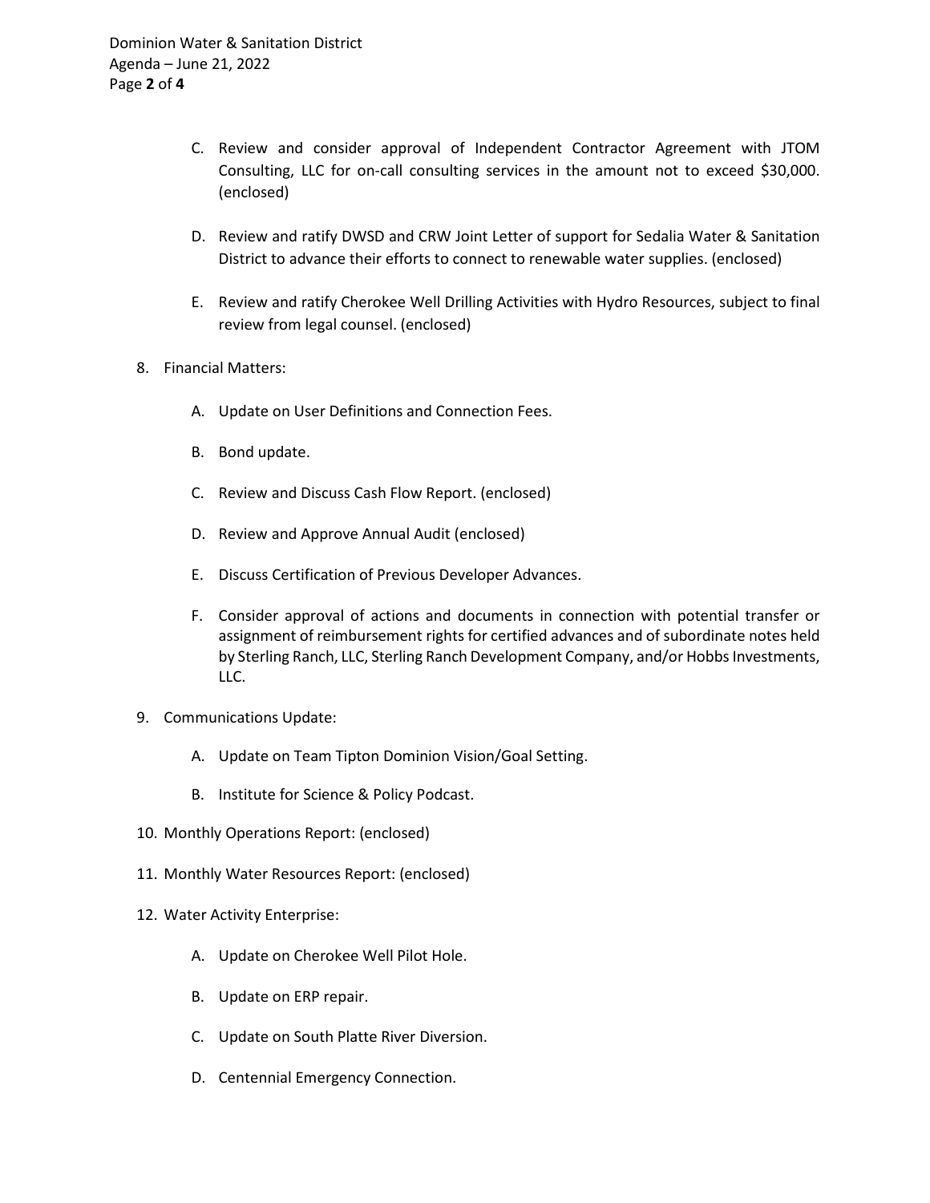C. Review and consider approval of Independent Contractor Agreement with JTOM Consulting, LLC for on-call consulting services in the amount not to exceed $30,000. (enclosed)

D. Review and ratify DWSD and CRW Joint Letter of support for Sedalia Water & Sanitation District to advance their efforts to connect to renewable water supplies. (enclosed)

E. Review and ratify Cherokee Well Drilling Activities with Hydro Resources, subject to final review from legal counsel. (enclosed)

8. Financial Matters:

   A. Update on User Definitions and Connection Fees.

   B. Bond update.

   C. Review and Discuss Cash Flow Report. (enclosed)

   D. Review and Approve Annual Audit (enclosed)

   E. Discuss Certification of Previous Developer Advances.

   F. Consider approval of actions and documents in connection with potential transfer or assignment of reimbursement rights for certified advances and of subordinate notes held by Sterling Ranch, LLC, Sterling Ranch Development Company, and/or Hobbs Investments, LLC.

9. Communications Update:

   A. Update on Team Tipton Dominion Vision/Goal Setting.

   B. Institute for Science & Policy Podcast.

10. Monthly Operations Report: (enclosed)

11. Monthly Water Resources Report: (enclosed)

12. Water Activity Enterprise:

   A. Update on Cherokee Well Pilot Hole.

   B. Update on ERP repair.

   C. Update on South Platte River Diversion.

   D. Centennial Emergency Connection.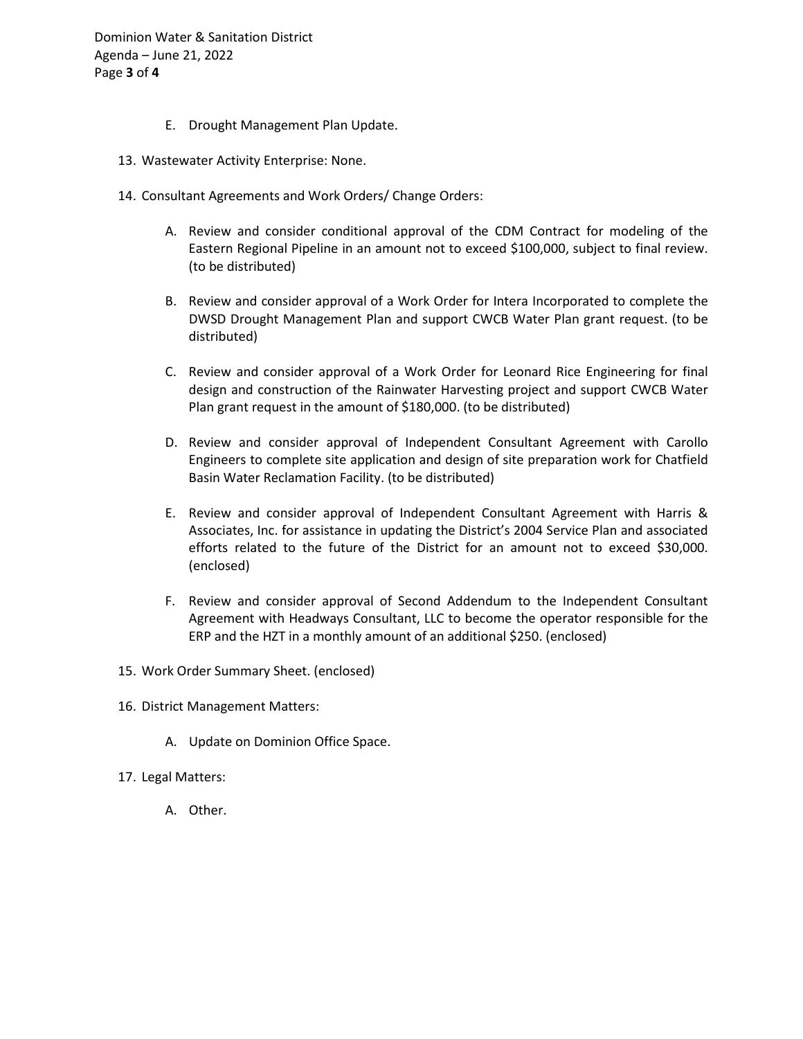E. Drought Management Plan Update.

13. Wastewater Activity Enterprise: None.

14. Consultant Agreements and Work Orders/ Change Orders:

    A. Review and consider conditional approval of the CDM Contract for modeling of the Eastern Regional Pipeline in an amount not to exceed $100,000, subject to final review. (to be distributed)

    B. Review and consider approval of a Work Order for Intera Incorporated to complete the DWSD Drought Management Plan and support CWCB Water Plan grant request. (to be distributed)

    C. Review and consider approval of a Work Order for Leonard Rice Engineering for final design and construction of the Rainwater Harvesting project and support CWCB Water Plan grant request in the amount of $180,000. (to be distributed)

    D. Review and consider approval of Independent Consultant Agreement with Carollo Engineers to complete site application and design of site preparation work for Chatfield Basin Water Reclamation Facility. (to be distributed)

    E. Review and consider approval of Independent Consultant Agreement with Harris & Associates, Inc. for assistance in updating the District's 2004 Service Plan and associated efforts related to the future of the District for an amount not to exceed $30,000. (enclosed)

    F. Review and consider approval of Second Addendum to the Independent Consultant Agreement with Headways Consultant, LLC to become the operator responsible for the ERP and the HZT in a monthly amount of an additional $250. (enclosed)

15. Work Order Summary Sheet. (enclosed)

16. District Management Matters:

    A. Update on Dominion Office Space.

17. Legal Matters:

    A. Other.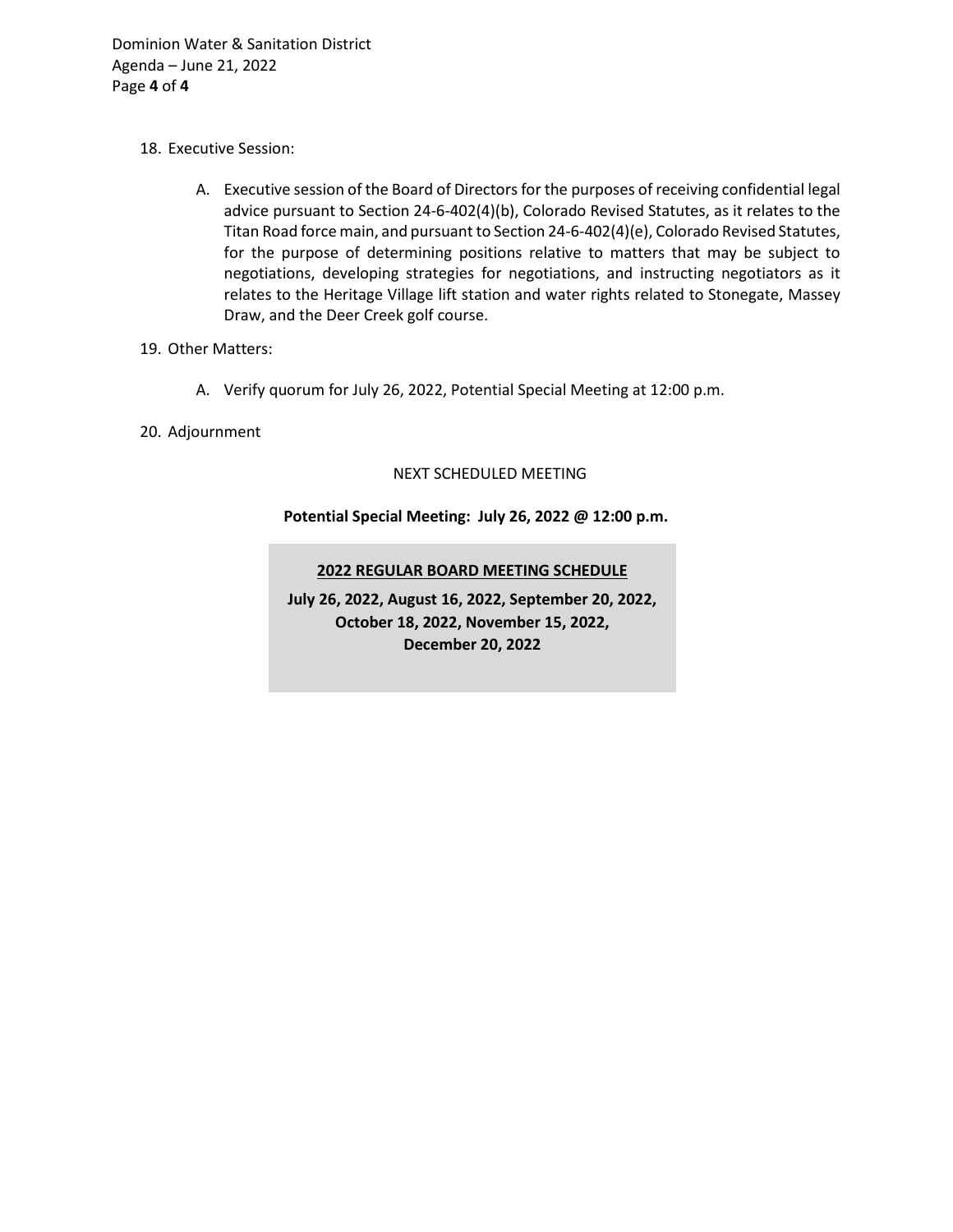18. Executive Session:

    A. Executive session of the Board of Directors for the purposes of receiving confidential legal advice pursuant to Section 24-6-402(4)(b), Colorado Revised Statutes, as it relates to the Titan Road force main, and pursuant to Section 24-6-402(4)(e), Colorado Revised Statutes, for the purpose of determining positions relative to matters that may be subject to negotiations, developing strategies for negotiations, and instructing negotiators as it relates to the Heritage Village lift station and water rights related to Stonegate, Massey Draw, and the Deer Creek golf course.

19. Other Matters:

    A. Verify quorum for July 26, 2022, Potential Special Meeting at 12:00 p.m.

20. Adjournment

NEXT SCHEDULED MEETING

**Potential Special Meeting: July 26, 2022 @ 12:00 p.m.**

**2022 REGULAR BOARD MEETING SCHEDULE**

**July 26, 2022, August 16, 2022, September 20, 2022, October 18, 2022, November 15, 2022, December 20, 2022**